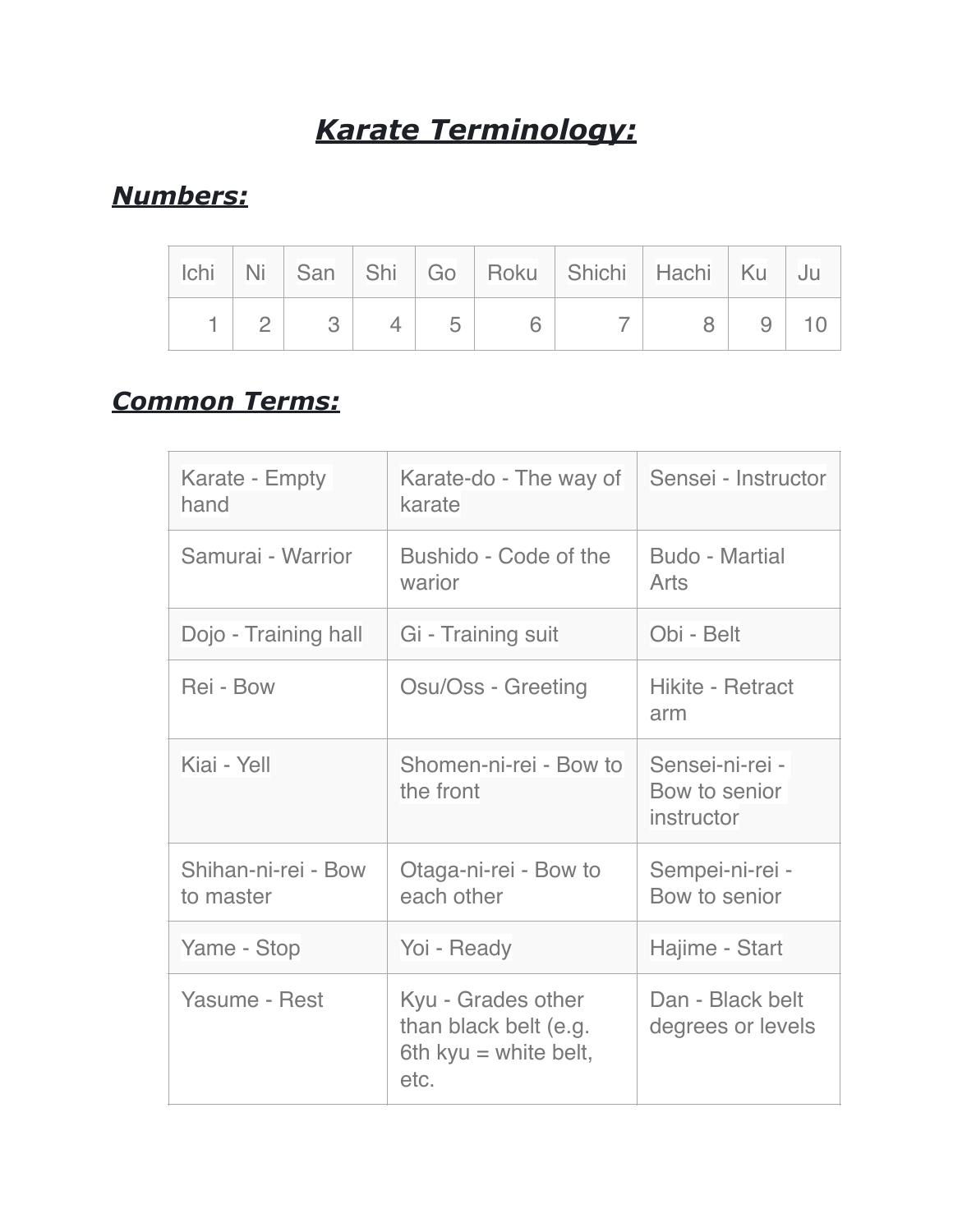# ***Karate Terminology:***

## ***Numbers:***

| Ichi | Ni | San | Shi | Go | Roku | Shichi | Hachi | Ku | Ju |
|---|---|---|---|---|---|---|---|---|---|
| 1 | 2 | 3 | 4 | 5 | 6 | 7 | 8 | 9 | 10 |

## ***Common Terms:***

| | | |
|---|---|---|
| Karate - Empty hand | Karate-do - The way of karate | Sensei - Instructor |
| Samurai - Warrior | Bushido - Code of the warior | Budo - Martial Arts |
| Dojo - Training hall | Gi - Training suit | Obi - Belt |
| Rei - Bow | Osu/Oss - Greeting | Hikite - Retract arm |
| Kiai - Yell | Shomen-ni-rei - Bow to the front | Sensei-ni-rei - Bow to senior instructor |
| Shihan-ni-rei - Bow to master | Otaga-ni-rei - Bow to each other | Sempei-ni-rei - Bow to senior |
| Yame - Stop | Yoi - Ready | Hajime - Start |
| Yasume - Rest | Kyu - Grades other than black belt (e.g. 6th kyu = white belt, etc. | Dan - Black belt degrees or levels |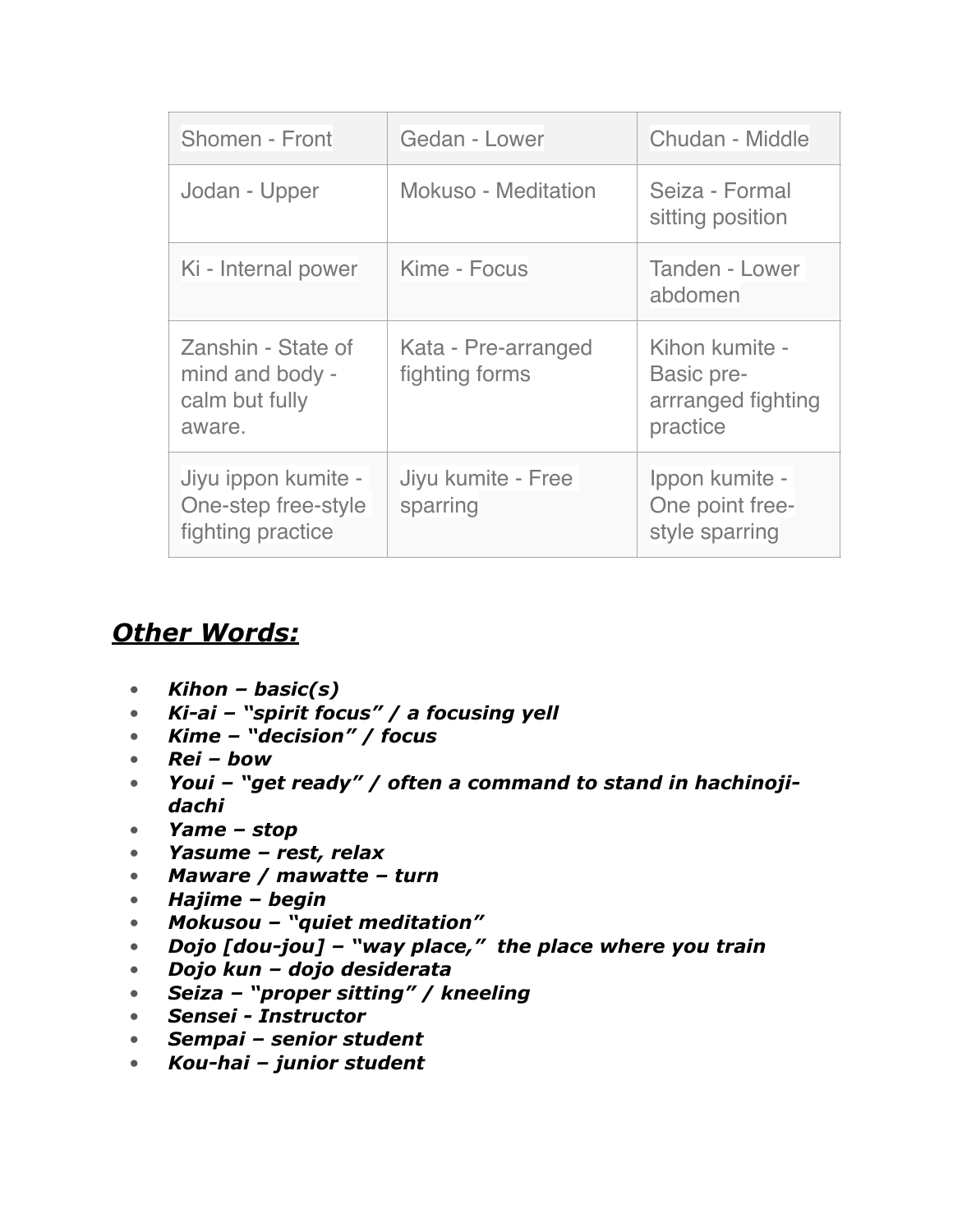| Shomen - Front | Gedan - Lower | Chudan - Middle |
| --- | --- | --- |
| Jodan - Upper | Mokuso - Meditation | Seiza - Formal sitting position |
| Ki - Internal power | Kime - Focus | Tanden - Lower abdomen |
| Zanshin - State of mind and body - calm but fully aware. | Kata - Pre-arranged fighting forms | Kihon kumite - Basic pre-arrranged fighting practice |
| Jiyu ippon kumite - One-step free-style fighting practice | Jiyu kumite - Free sparring | Ippon kumite - One point free-style sparring |

## ***Other Words:***

- ***Kihon – basic(s)***
- ***Ki-ai – "spirit focus" / a focusing yell***
- ***Kime – "decision" / focus***
- ***Rei – bow***
- ***Youi – "get ready" / often a command to stand in hachinoji-dachi***
- ***Yame – stop***
- ***Yasume – rest, relax***
- ***Maware / mawatte – turn***
- ***Hajime – begin***
- ***Mokusou – "quiet meditation"***
- ***Dojo [dou-jou] – "way place," the place where you train***
- ***Dojo kun – dojo desiderata***
- ***Seiza – "proper sitting" / kneeling***
- ***Sensei - Instructor***
- ***Sempai – senior student***
- ***Kou-hai – junior student***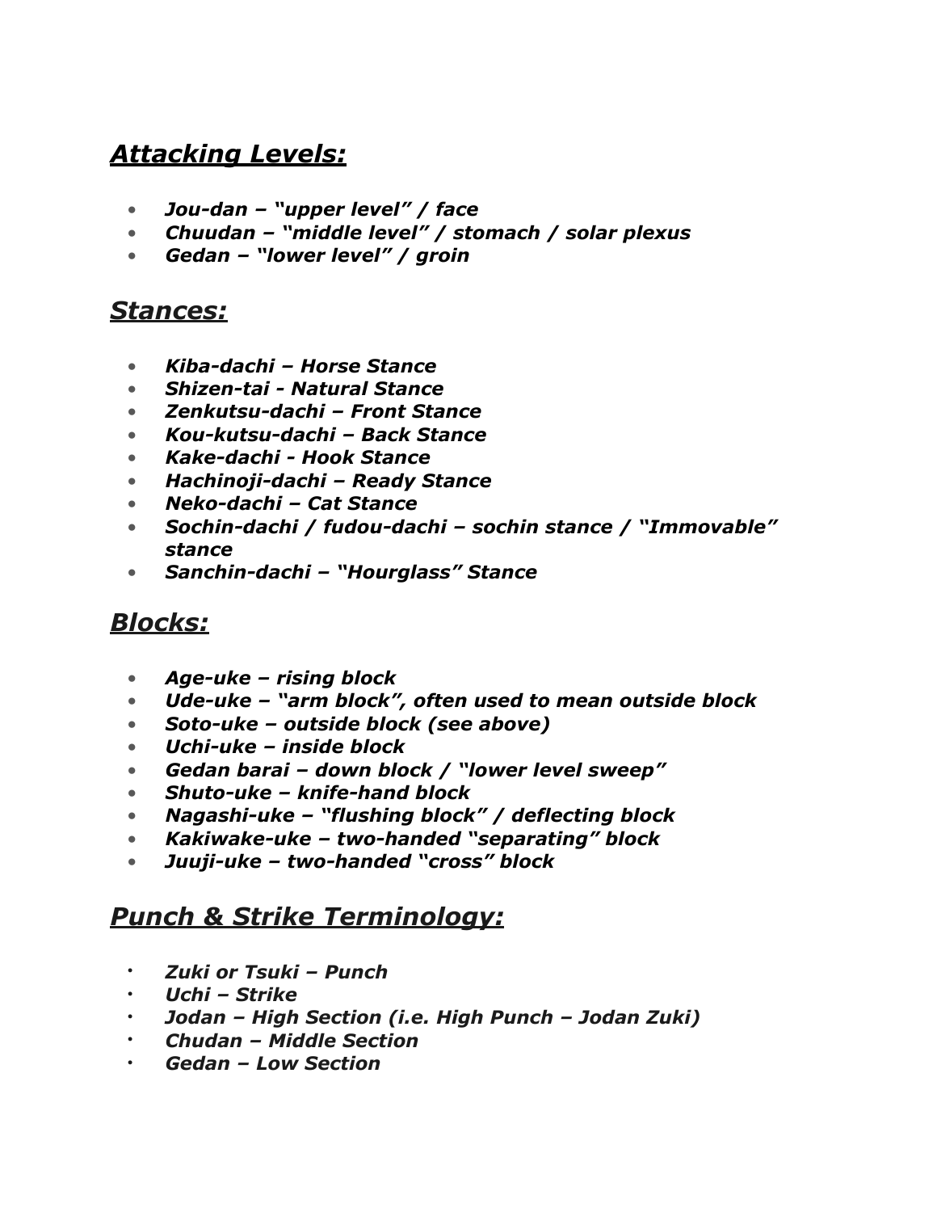## ***Attacking Levels:***

- ***Jou-dan – "upper level" / face***
- ***Chuudan – "middle level" / stomach / solar plexus***
- ***Gedan – "lower level" / groin***

## ***Stances:***

- ***Kiba-dachi – Horse Stance***
- ***Shizen-tai - Natural Stance***
- ***Zenkutsu-dachi – Front Stance***
- ***Kou-kutsu-dachi – Back Stance***
- ***Kake-dachi - Hook Stance***
- ***Hachinoji-dachi – Ready Stance***
- ***Neko-dachi – Cat Stance***
- ***Sochin-dachi / fudou-dachi – sochin stance / "Immovable" stance***
- ***Sanchin-dachi – "Hourglass" Stance***

## ***Blocks:***

- ***Age-uke – rising block***
- ***Ude-uke – "arm block", often used to mean outside block***
- ***Soto-uke – outside block (see above)***
- ***Uchi-uke – inside block***
- ***Gedan barai – down block / "lower level sweep"***
- ***Shuto-uke – knife-hand block***
- ***Nagashi-uke – "flushing block" / deflecting block***
- ***Kakiwake-uke – two-handed "separating" block***
- ***Juuji-uke – two-handed "cross" block***

## ***Punch & Strike Terminology:***

- ***Zuki or Tsuki – Punch***
- ***Uchi – Strike***
- ***Jodan – High Section (i.e. High Punch – Jodan Zuki)***
- ***Chudan – Middle Section***
- ***Gedan – Low Section***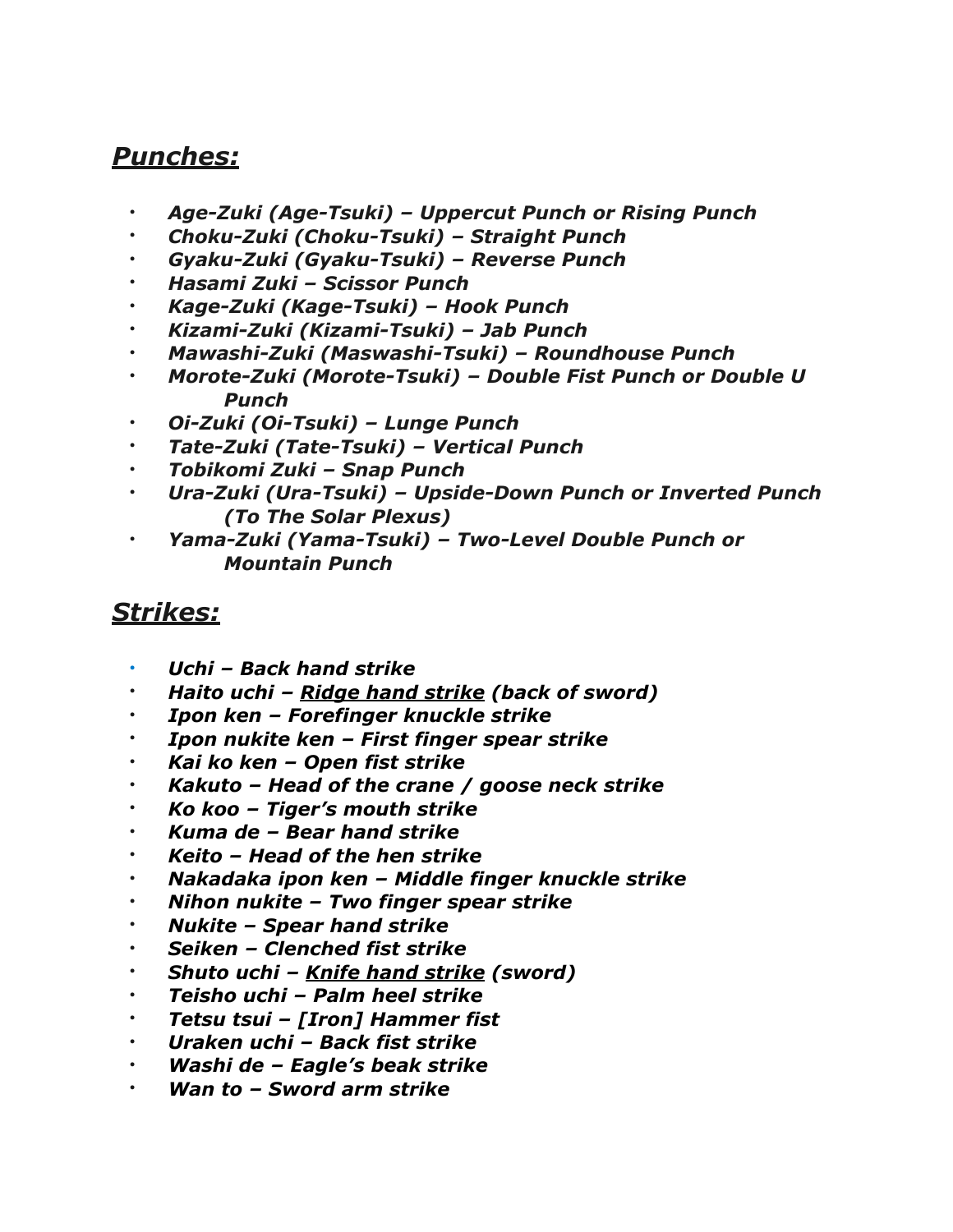## ***Punches:***

- ***Age-Zuki (Age-Tsuki) – Uppercut Punch or Rising Punch***
- ***Choku-Zuki (Choku-Tsuki) – Straight Punch***
- ***Gyaku-Zuki (Gyaku-Tsuki) – Reverse Punch***
- ***Hasami Zuki – Scissor Punch***
- ***Kage-Zuki (Kage-Tsuki) – Hook Punch***
- ***Kizami-Zuki (Kizami-Tsuki) – Jab Punch***
- ***Mawashi-Zuki (Maswashi-Tsuki) – Roundhouse Punch***
- ***Morote-Zuki (Morote-Tsuki) – Double Fist Punch or Double U Punch***
- ***Oi-Zuki (Oi-Tsuki) – Lunge Punch***
- ***Tate-Zuki (Tate-Tsuki) – Vertical Punch***
- ***Tobikomi Zuki – Snap Punch***
- ***Ura-Zuki (Ura-Tsuki) – Upside-Down Punch or Inverted Punch (To The Solar Plexus)***
- ***Yama-Zuki (Yama-Tsuki) – Two-Level Double Punch or Mountain Punch***

## ***Strikes:***

- ***Uchi – Back hand strike***
- ***Haito uchi – <u>Ridge hand strike</u> (back of sword)***
- ***Ipon ken – Forefinger knuckle strike***
- ***Ipon nukite ken – First finger spear strike***
- ***Kai ko ken – Open fist strike***
- ***Kakuto – Head of the crane / goose neck strike***
- ***Ko koo – Tiger's mouth strike***
- ***Kuma de – Bear hand strike***
- ***Keito – Head of the hen strike***
- ***Nakadaka ipon ken – Middle finger knuckle strike***
- ***Nihon nukite – Two finger spear strike***
- ***Nukite – Spear hand strike***
- ***Seiken – Clenched fist strike***
- ***Shuto uchi – <u>Knife hand strike</u> (sword)***
- ***Teisho uchi – Palm heel strike***
- ***Tetsu tsui – [Iron] Hammer fist***
- ***Uraken uchi – Back fist strike***
- ***Washi de – Eagle's beak strike***
- ***Wan to – Sword arm strike***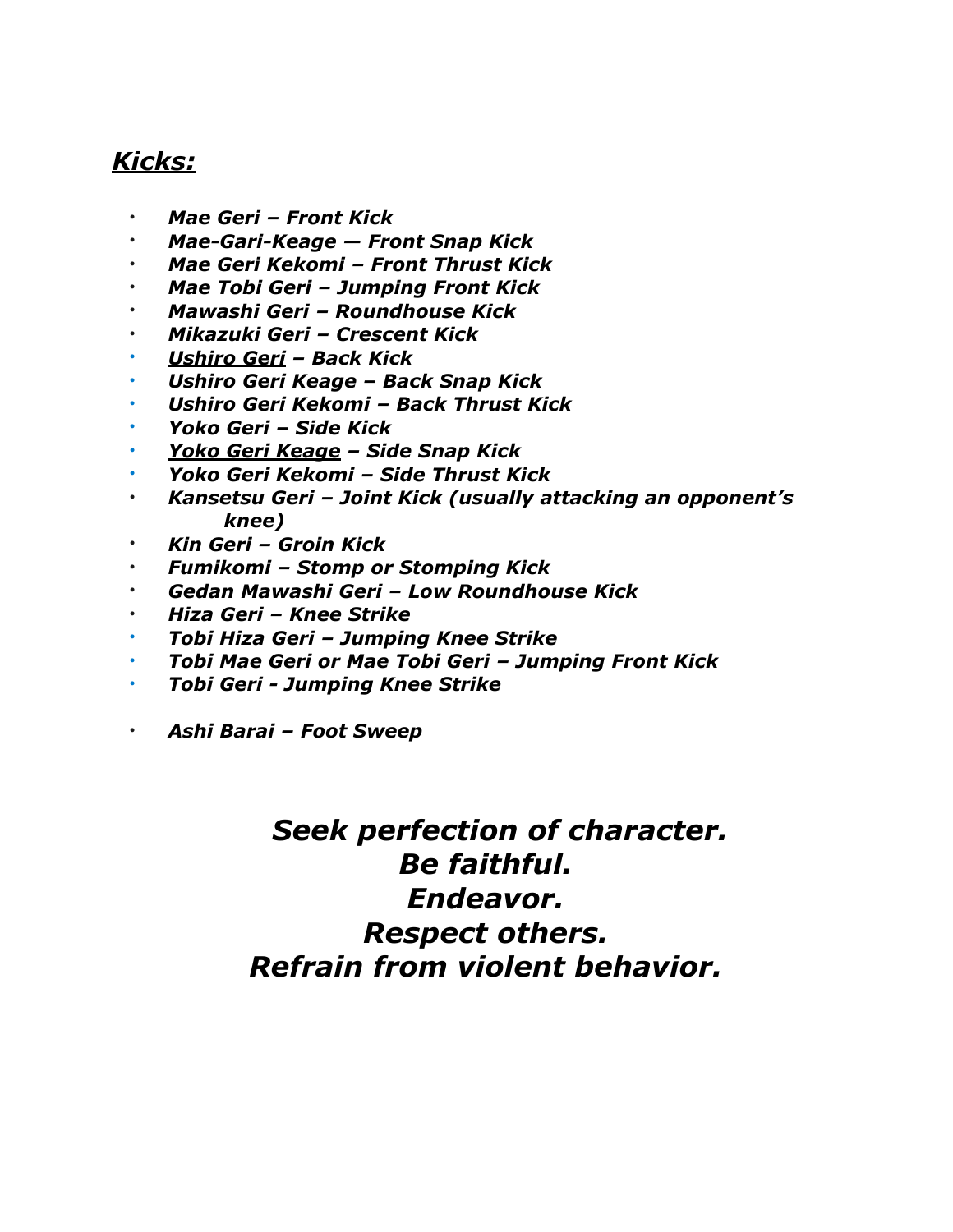## ***Kicks:***

- ***Mae Geri – Front Kick***
- ***Mae-Gari-Keage — Front Snap Kick***
- ***Mae Geri Kekomi – Front Thrust Kick***
- ***Mae Tobi Geri – Jumping Front Kick***
- ***Mawashi Geri – Roundhouse Kick***
- ***Mikazuki Geri – Crescent Kick***
- ***Ushiro Geri – Back Kick***
- ***Ushiro Geri Keage – Back Snap Kick***
- ***Ushiro Geri Kekomi – Back Thrust Kick***
- ***Yoko Geri – Side Kick***
- ***Yoko Geri Keage – Side Snap Kick***
- ***Yoko Geri Kekomi – Side Thrust Kick***
- ***Kansetsu Geri – Joint Kick (usually attacking an opponent's knee)***
- ***Kin Geri – Groin Kick***
- ***Fumikomi – Stomp or Stomping Kick***
- ***Gedan Mawashi Geri – Low Roundhouse Kick***
- ***Hiza Geri – Knee Strike***
- ***Tobi Hiza Geri – Jumping Knee Strike***
- ***Tobi Mae Geri or Mae Tobi Geri – Jumping Front Kick***
- ***Tobi Geri - Jumping Knee Strike***

- ***Ashi Barai – Foot Sweep***

***Seek perfection of character.***
***Be faithful.***
***Endeavor.***
***Respect others.***
***Refrain from violent behavior.***